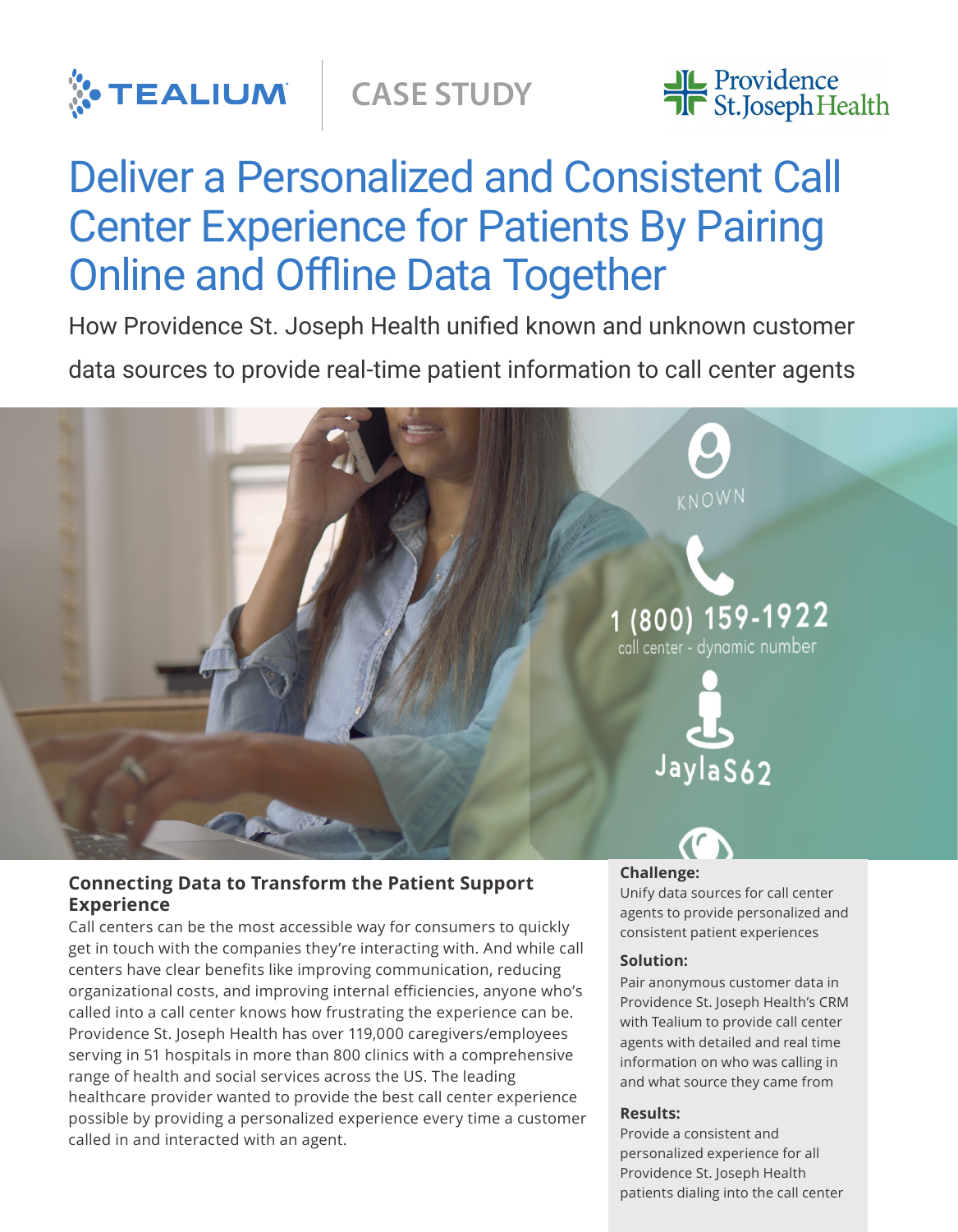TEALIUM | CASE STUDY | Providence St. Joseph Health

# Deliver a Personalized and Consistent Call Center Experience for Patients By Pairing Online and Offline Data Together

How Providence St. Joseph Health unified known and unknown customer data sources to provide real-time patient information to call center agents

## Connecting Data to Transform the Patient Support Experience

Call centers can be the most accessible way for consumers to quickly get in touch with the companies they're interacting with. And while call centers have clear benefits like improving communication, reducing organizational costs, and improving internal efficiencies, anyone who's called into a call center knows how frustrating the experience can be. Providence St. Joseph Health has over 119,000 caregivers/employees serving in 51 hospitals in more than 800 clinics with a comprehensive range of health and social services across the US. The leading healthcare provider wanted to provide the best call center experience possible by providing a personalized experience every time a customer called in and interacted with an agent.

**Challenge:**
Unify data sources for call center agents to provide personalized and consistent patient experiences

**Solution:**
Pair anonymous customer data in Providence St. Joseph Health's CRM with Tealium to provide call center agents with detailed and real time information on who was calling in and what source they came from

**Results:**
Provide a consistent and personalized experience for all Providence St. Joseph Health patients dialing into the call center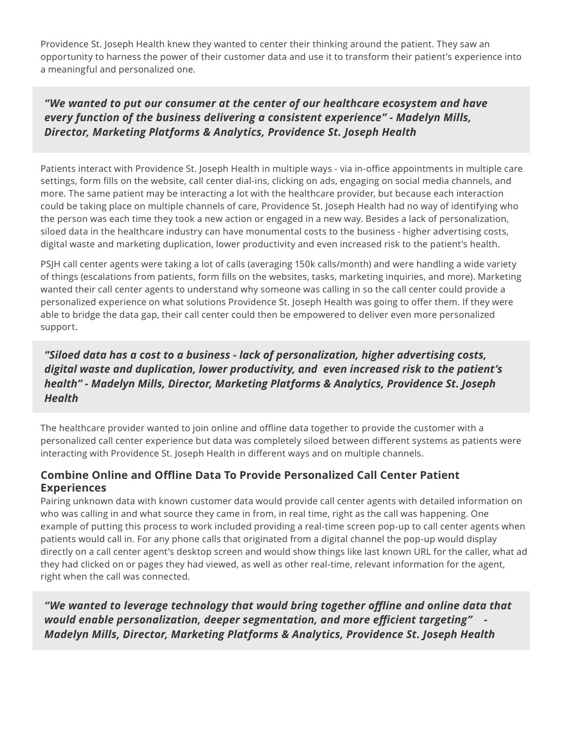Providence St. Joseph Health knew they wanted to center their thinking around the patient. They saw an opportunity to harness the power of their customer data and use it to transform their patient's experience into a meaningful and personalized one.

> ***"We wanted to put our consumer at the center of our healthcare ecosystem and have every function of the business delivering a consistent experience" - Madelyn Mills, Director, Marketing Platforms & Analytics, Providence St. Joseph Health***

Patients interact with Providence St. Joseph Health in multiple ways - via in-office appointments in multiple care settings, form fills on the website, call center dial-ins, clicking on ads, engaging on social media channels, and more. The same patient may be interacting a lot with the healthcare provider, but because each interaction could be taking place on multiple channels of care, Providence St. Joseph Health had no way of identifying who the person was each time they took a new action or engaged in a new way. Besides a lack of personalization, siloed data in the healthcare industry can have monumental costs to the business - higher advertising costs, digital waste and marketing duplication, lower productivity and even increased risk to the patient's health.

PSJH call center agents were taking a lot of calls (averaging 150k calls/month) and were handling a wide variety of things (escalations from patients, form fills on the websites, tasks, marketing inquiries, and more). Marketing wanted their call center agents to understand why someone was calling in so the call center could provide a personalized experience on what solutions Providence St. Joseph Health was going to offer them. If they were able to bridge the data gap, their call center could then be empowered to deliver even more personalized support.

> ***"Siloed data has a cost to a business - lack of personalization, higher advertising costs, digital waste and duplication, lower productivity, and even increased risk to the patient's health" - Madelyn Mills, Director, Marketing Platforms & Analytics, Providence St. Joseph Health***

The healthcare provider wanted to join online and offline data together to provide the customer with a personalized call center experience but data was completely siloed between different systems as patients were interacting with Providence St. Joseph Health in different ways and on multiple channels.

### Combine Online and Offline Data To Provide Personalized Call Center Patient Experiences

Pairing unknown data with known customer data would provide call center agents with detailed information on who was calling in and what source they came in from, in real time, right as the call was happening. One example of putting this process to work included providing a real-time screen pop-up to call center agents when patients would call in. For any phone calls that originated from a digital channel the pop-up would display directly on a call center agent's desktop screen and would show things like last known URL for the caller, what ad they had clicked on or pages they had viewed, as well as other real-time, relevant information for the agent, right when the call was connected.

> ***"We wanted to leverage technology that would bring together offline and online data that would enable personalization, deeper segmentation, and more efficient targeting" - Madelyn Mills, Director, Marketing Platforms & Analytics, Providence St. Joseph Health***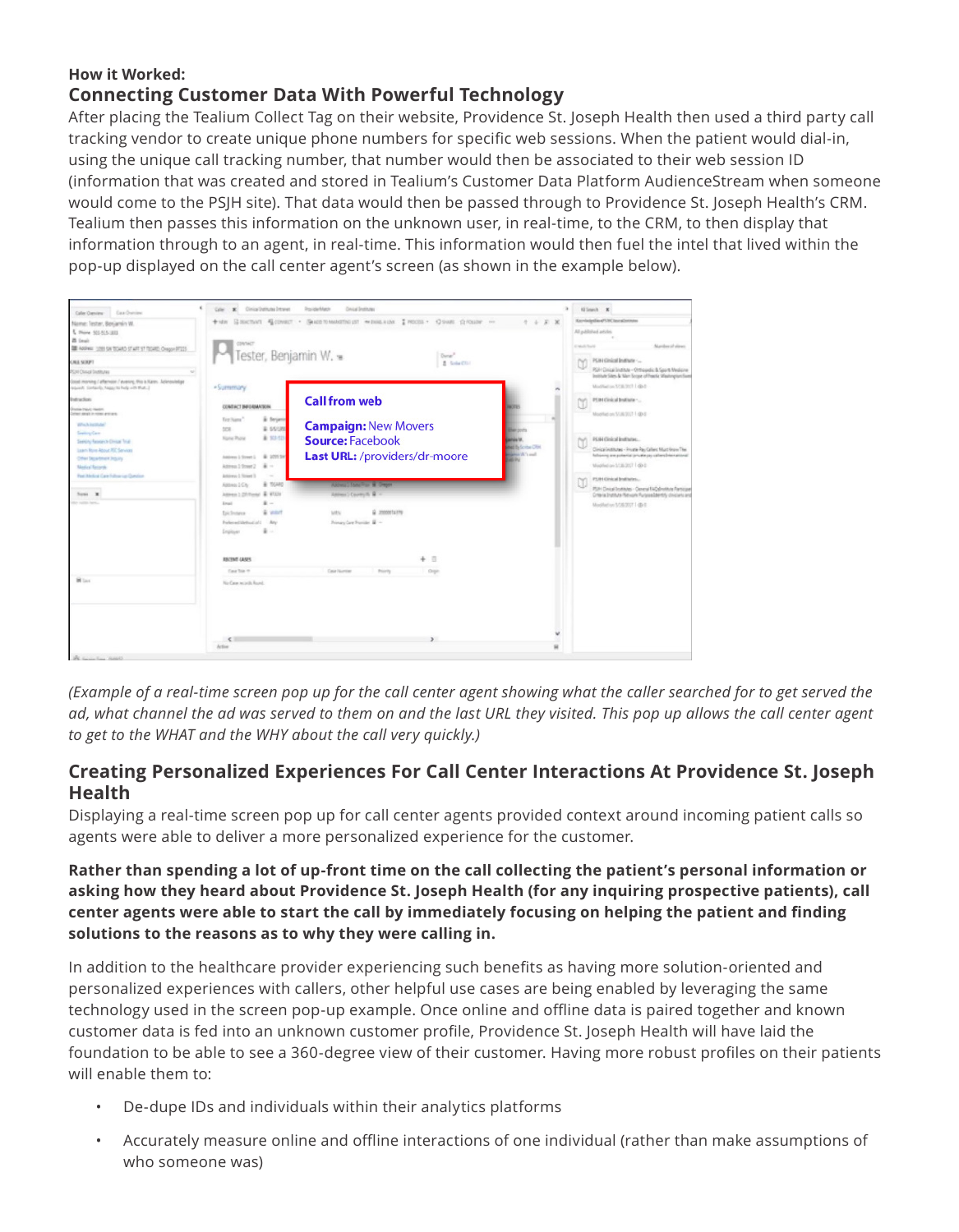**How it Worked:**

## Connecting Customer Data With Powerful Technology

After placing the Tealium Collect Tag on their website, Providence St. Joseph Health then used a third party call tracking vendor to create unique phone numbers for specific web sessions. When the patient would dial-in, using the unique call tracking number, that number would then be associated to their web session ID (information that was created and stored in Tealium's Customer Data Platform AudienceStream when someone would come to the PSJH site). That data would then be passed through to Providence St. Joseph Health's CRM. Tealium then passes this information on the unknown user, in real-time, to the CRM, to then display that information through to an agent, in real-time. This information would then fuel the intel that lived within the pop-up displayed on the call center agent's screen (as shown in the example below).

*(Example of a real-time screen pop up for the call center agent showing what the caller searched for to get served the ad, what channel the ad was served to them on and the last URL they visited. This pop up allows the call center agent to get to the WHAT and the WHY about the call very quickly.)*

## Creating Personalized Experiences For Call Center Interactions At Providence St. Joseph Health

Displaying a real-time screen pop up for call center agents provided context around incoming patient calls so agents were able to deliver a more personalized experience for the customer.

**Rather than spending a lot of up-front time on the call collecting the patient's personal information or asking how they heard about Providence St. Joseph Health (for any inquiring prospective patients), call center agents were able to start the call by immediately focusing on helping the patient and finding solutions to the reasons as to why they were calling in.**

In addition to the healthcare provider experiencing such benefits as having more solution-oriented and personalized experiences with callers, other helpful use cases are being enabled by leveraging the same technology used in the screen pop-up example. Once online and offline data is paired together and known customer data is fed into an unknown customer profile, Providence St. Joseph Health will have laid the foundation to be able to see a 360-degree view of their customer. Having more robust profiles on their patients will enable them to:

- De-dupe IDs and individuals within their analytics platforms
- Accurately measure online and offline interactions of one individual (rather than make assumptions of who someone was)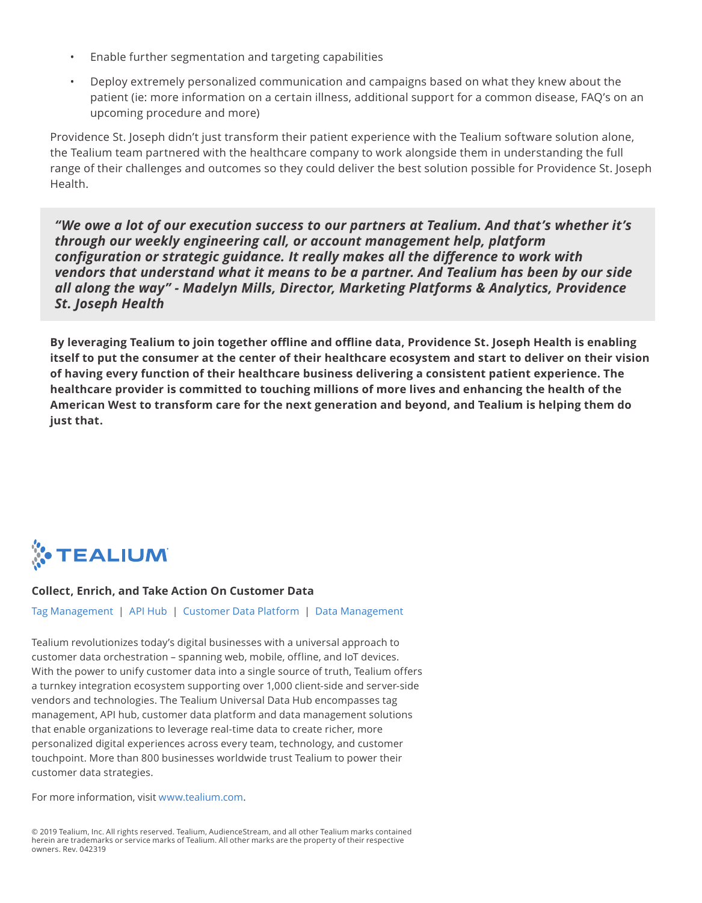- Enable further segmentation and targeting capabilities
- Deploy extremely personalized communication and campaigns based on what they knew about the patient (ie: more information on a certain illness, additional support for a common disease, FAQ's on an upcoming procedure and more)

Providence St. Joseph didn't just transform their patient experience with the Tealium software solution alone, the Tealium team partnered with the healthcare company to work alongside them in understanding the full range of their challenges and outcomes so they could deliver the best solution possible for Providence St. Joseph Health.

> ***"We owe a lot of our execution success to our partners at Tealium. And that's whether it's through our weekly engineering call, or account management help, platform configuration or strategic guidance. It really makes all the difference to work with vendors that understand what it means to be a partner. And Tealium has been by our side all along the way" - Madelyn Mills, Director, Marketing Platforms & Analytics, Providence St. Joseph Health***

**By leveraging Tealium to join together offline and offline data, Providence St. Joseph Health is enabling itself to put the consumer at the center of their healthcare ecosystem and start to deliver on their vision of having every function of their healthcare business delivering a consistent patient experience. The healthcare provider is committed to touching millions of more lives and enhancing the health of the American West to transform care for the next generation and beyond, and Tealium is helping them do just that.**

TEALIUM

**Collect, Enrich, and Take Action On Customer Data**

Tag Management | API Hub | Customer Data Platform | Data Management

Tealium revolutionizes today's digital businesses with a universal approach to customer data orchestration – spanning web, mobile, offline, and IoT devices. With the power to unify customer data into a single source of truth, Tealium offers a turnkey integration ecosystem supporting over 1,000 client-side and server-side vendors and technologies. The Tealium Universal Data Hub encompasses tag management, API hub, customer data platform and data management solutions that enable organizations to leverage real-time data to create richer, more personalized digital experiences across every team, technology, and customer touchpoint. More than 800 businesses worldwide trust Tealium to power their customer data strategies.

For more information, visit www.tealium.com.

© 2019 Tealium, Inc. All rights reserved. Tealium, AudienceStream, and all other Tealium marks contained herein are trademarks or service marks of Tealium. All other marks are the property of their respective owners. Rev. 042319